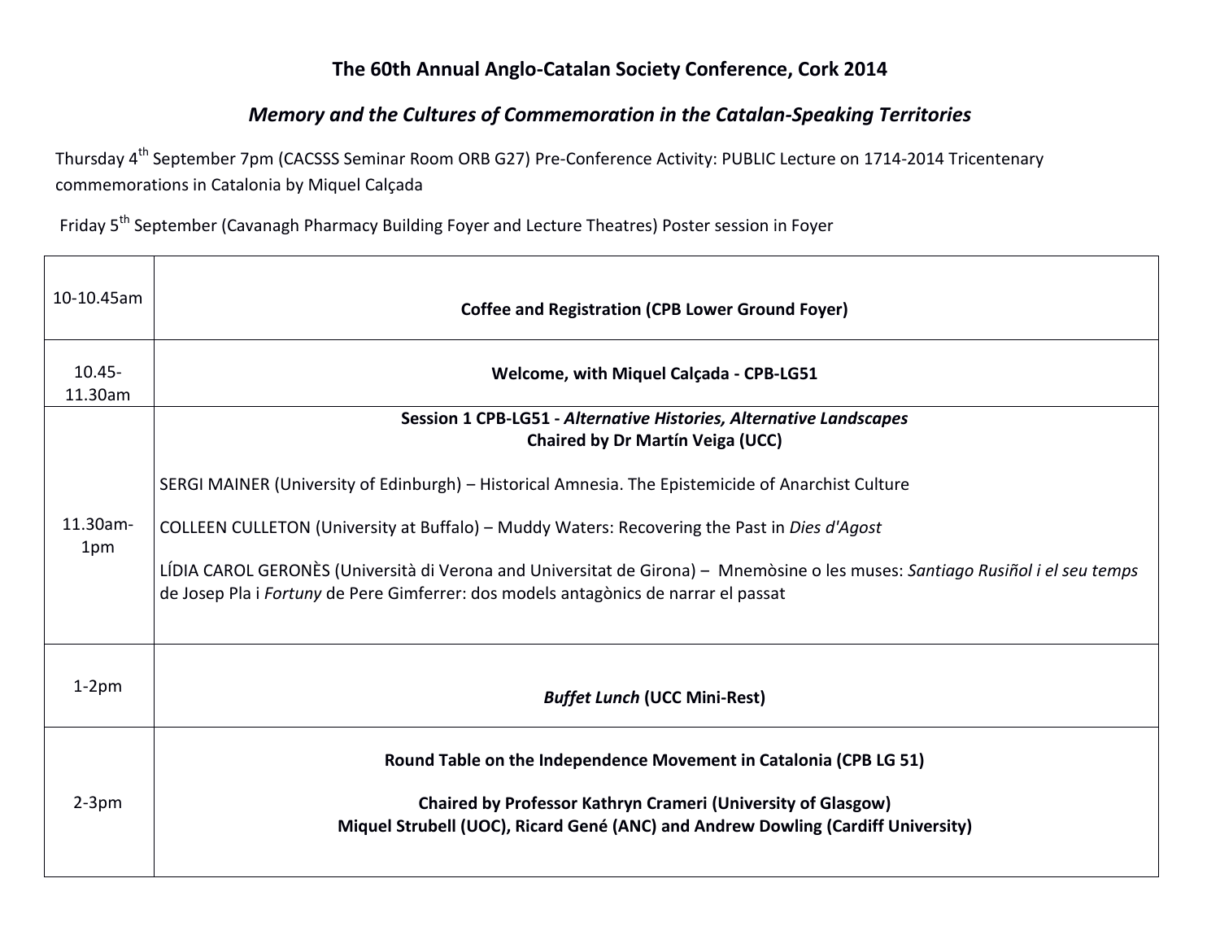# The 60th Annual Anglo-Catalan Society Conference, Cork 2014

## *Memory and the Cultures of Commemoration in the Catalan-Speaking Territories*

Thursday 4th September 7pm (CACSSS Seminar Room ORB G27) Pre-Conference Activity: PUBLIC Lecture on 1714-2014 Tricentenary commemorations in Catalonia by Miquel Calçada

Friday 5th September (Cavanagh Pharmacy Building Foyer and Lecture Theatres) Poster session in Foyer

| | |
|---|---|
| 10-10.45am | **Coffee and Registration (CPB Lower Ground Foyer)** |
| 10.45-11.30am | **Welcome, with Miquel Calçada - CPB-LG51** |
| 11.30am-1pm | **Session 1 CPB-LG51 - *Alternative Histories, Alternative Landscapes*** <br> **Chaired by Dr Martín Veiga (UCC)** <br><br> SERGI MAINER (University of Edinburgh) – Historical Amnesia. The Epistemicide of Anarchist Culture <br><br> COLLEEN CULLETON (University at Buffalo) – Muddy Waters: Recovering the Past in *Dies d'Agost* <br><br> LÍDIA CAROL GERONÈS (Università di Verona and Universitat de Girona) – Mnemòsine o les muses: *Santiago Rusiñol i el seu temps* de Josep Pla i *Fortuny* de Pere Gimferrer: dos models antagònics de narrar el passat |
| 1-2pm | ***Buffet Lunch* (UCC Mini-Rest)** |
| 2-3pm | **Round Table on the Independence Movement in Catalonia (CPB LG 51)** <br><br> **Chaired by Professor Kathryn Crameri (University of Glasgow)** <br> **Miquel Strubell (UOC), Ricard Gené (ANC) and Andrew Dowling (Cardiff University)** |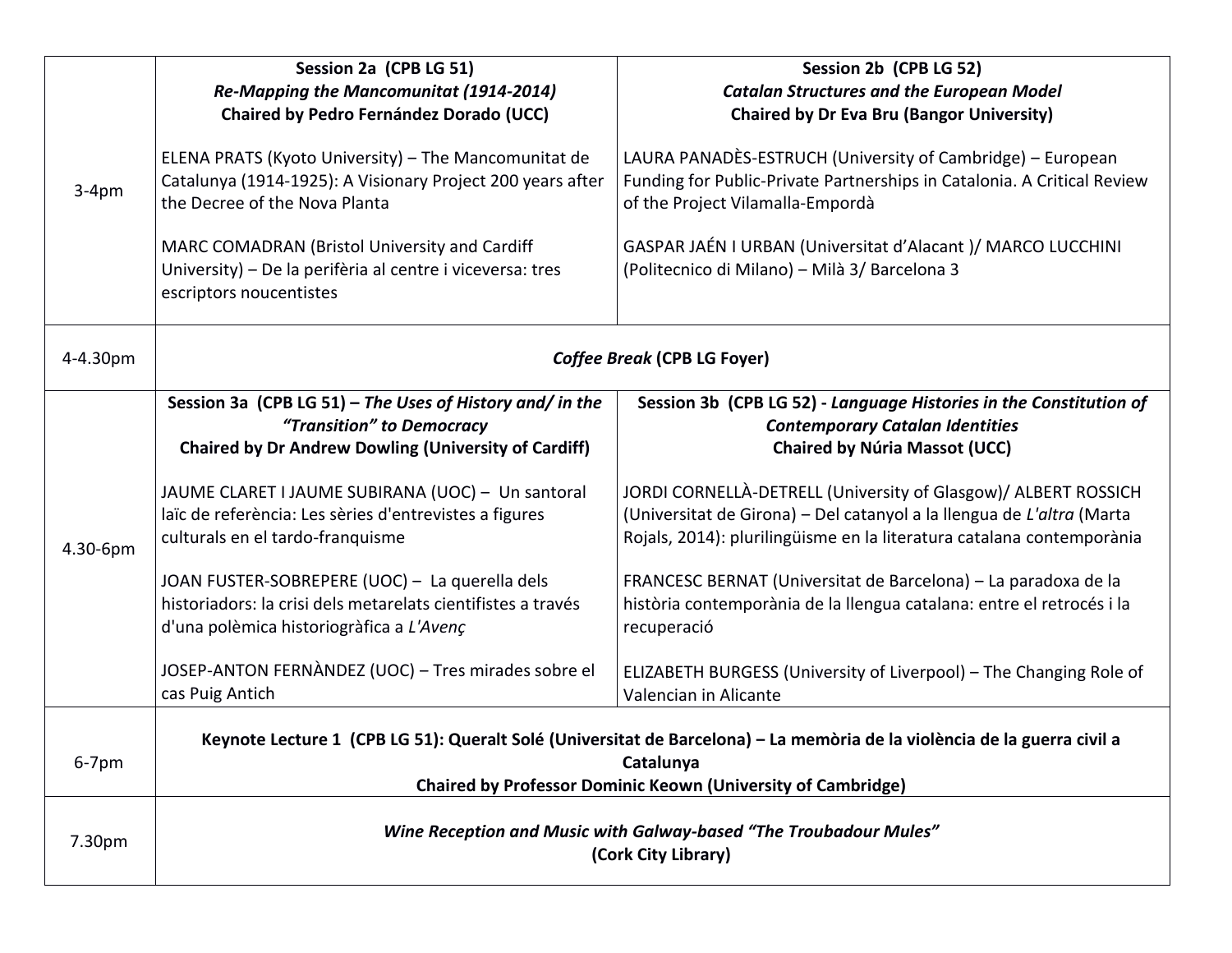| Time | Session | |
|---|---|---|
| 3-4pm | **Session 2a (CPB LG 51)**<br>***Re-Mapping the Mancomunitat (1914-2014)***<br>**Chaired by Pedro Fernández Dorado (UCC)**<br><br>ELENA PRATS (Kyoto University) – The Mancomunitat de Catalunya (1914-1925): A Visionary Project 200 years after the Decree of the Nova Planta<br><br>MARC COMADRAN (Bristol University and Cardiff University) – De la perifèria al centre i viceversa: tres escriptors noucentistes | **Session 2b (CPB LG 52)**<br>***Catalan Structures and the European Model***<br>**Chaired by Dr Eva Bru (Bangor University)**<br><br>LAURA PANADÈS-ESTRUCH (University of Cambridge) – European Funding for Public-Private Partnerships in Catalonia. A Critical Review of the Project Vilamalla-Empordà<br><br>GASPAR JAÉN I URBAN (Universitat d'Alacant )/ MARCO LUCCHINI (Politecnico di Milano) – Milà 3/ Barcelona 3 |
| 4-4.30pm | ***Coffee Break* (CPB LG Foyer)** | |
| 4.30-6pm | **Session 3a (CPB LG 51) – *The Uses of History and/ in the "Transition" to Democracy***<br>**Chaired by Dr Andrew Dowling (University of Cardiff)**<br><br>JAUME CLARET I JAUME SUBIRANA (UOC) – Un santoral laïc de referència: Les sèries d'entrevistes a figures culturals en el tardo-franquisme<br><br>JOAN FUSTER-SOBREPERE (UOC) – La querella dels historiadors: la crisi dels metarelats cientifistes a través d'una polèmica historiogràfica a *L'Avenç*<br><br>JOSEP-ANTON FERNÀNDEZ (UOC) – Tres mirades sobre el cas Puig Antich | **Session 3b (CPB LG 52) - *Language Histories in the Constitution of Contemporary Catalan Identities***<br>**Chaired by Núria Massot (UCC)**<br><br>JORDI CORNELLÀ-DETRELL (University of Glasgow)/ ALBERT ROSSICH (Universitat de Girona) – Del catanyol a la llengua de *L'altra* (Marta Rojals, 2014): plurilingüisme en la literatura catalana contemporània<br><br>FRANCESC BERNAT (Universitat de Barcelona) – La paradoxa de la història contemporània de la llengua catalana: entre el retrocés i la recuperació<br><br>ELIZABETH BURGESS (University of Liverpool) – The Changing Role of Valencian in Alicante |
| 6-7pm | **Keynote Lecture 1 (CPB LG 51): Queralt Solé (Universitat de Barcelona) – La memòria de la violència de la guerra civil a Catalunya**<br>**Chaired by Professor Dominic Keown (University of Cambridge)** | |
| 7.30pm | ***Wine Reception and Music with Galway-based "The Troubadour Mules"***<br>**(Cork City Library)** | |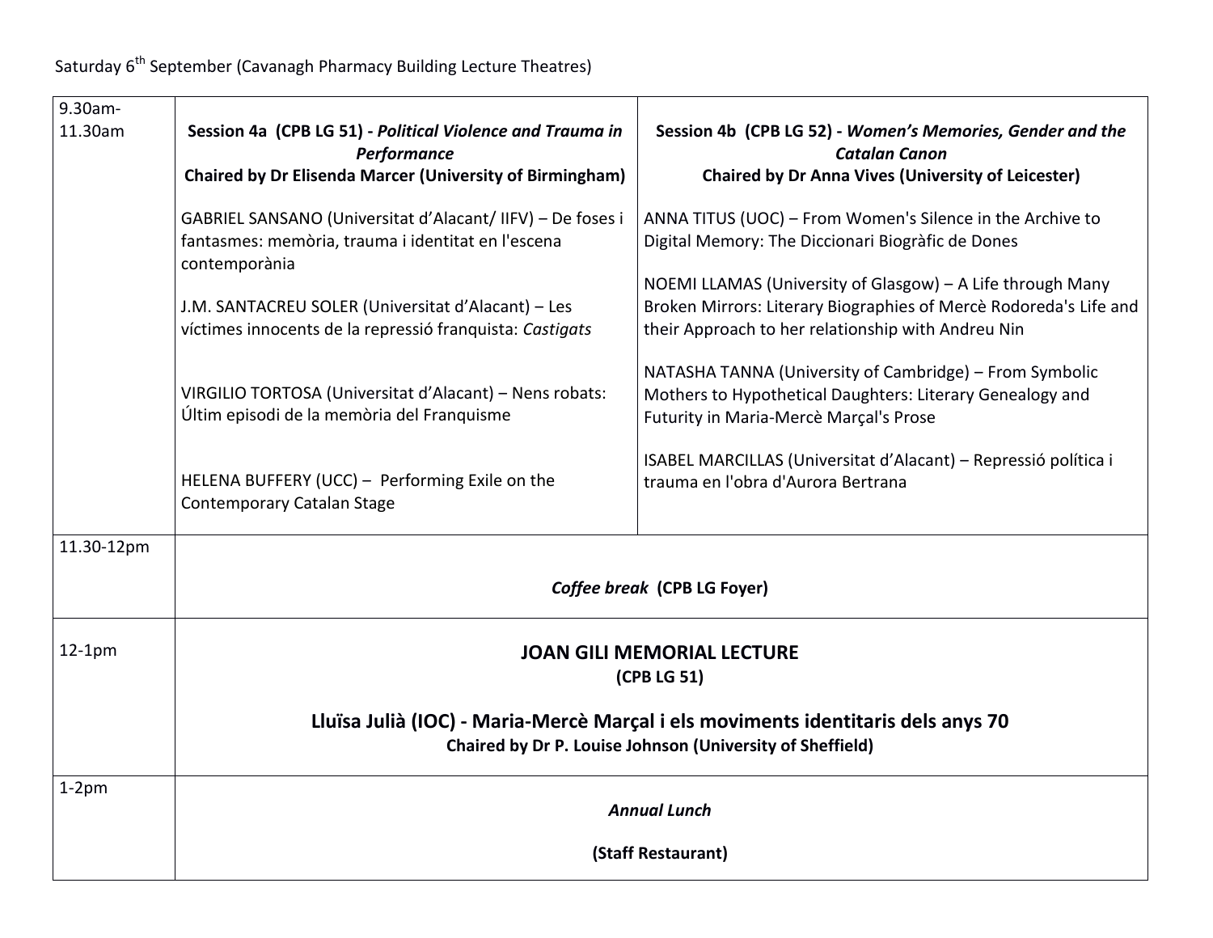Saturday 6th September (Cavanagh Pharmacy Building Lecture Theatres)

| | | |
|---|---|---|
| 9.30am-11.30am | **Session 4a (CPB LG 51) - *Political Violence and Trauma in Performance*** <br> **Chaired by Dr Elisenda Marcer (University of Birmingham)** <br><br> GABRIEL SANSANO (Universitat d'Alacant/ IIFV) – De foses i fantasmes: memòria, trauma i identitat en l'escena contemporània <br><br> J.M. SANTACREU SOLER (Universitat d'Alacant) – Les víctimes innocents de la repressió franquista: *Castigats* <br><br> VIRGILIO TORTOSA (Universitat d'Alacant) – Nens robats: Últim episodi de la memòria del Franquisme <br><br> HELENA BUFFERY (UCC) – Performing Exile on the Contemporary Catalan Stage | **Session 4b (CPB LG 52) - *Women's Memories, Gender and the Catalan Canon*** <br> **Chaired by Dr Anna Vives (University of Leicester)** <br><br> ANNA TITUS (UOC) – From Women's Silence in the Archive to Digital Memory: The Diccionari Biogràfic de Dones <br><br> NOEMI LLAMAS (University of Glasgow) – A Life through Many Broken Mirrors: Literary Biographies of Mercè Rodoreda's Life and their Approach to her relationship with Andreu Nin <br><br> NATASHA TANNA (University of Cambridge) – From Symbolic Mothers to Hypothetical Daughters: Literary Genealogy and Futurity in Maria-Mercè Marçal's Prose <br><br> ISABEL MARCILLAS (Universitat d'Alacant) – Repressió política i trauma en l'obra d'Aurora Bertrana |
| 11.30-12pm | ***Coffee break* (CPB LG Foyer)** | |
| 12-1pm | **JOAN GILI MEMORIAL LECTURE** <br> **(CPB LG 51)** <br><br> **Lluïsa Julià (IOC) - Maria-Mercè Marçal i els moviments identitaris dels anys 70** <br> **Chaired by Dr P. Louise Johnson (University of Sheffield)** | |
| 1-2pm | ***Annual Lunch*** <br><br> **(Staff Restaurant)** | |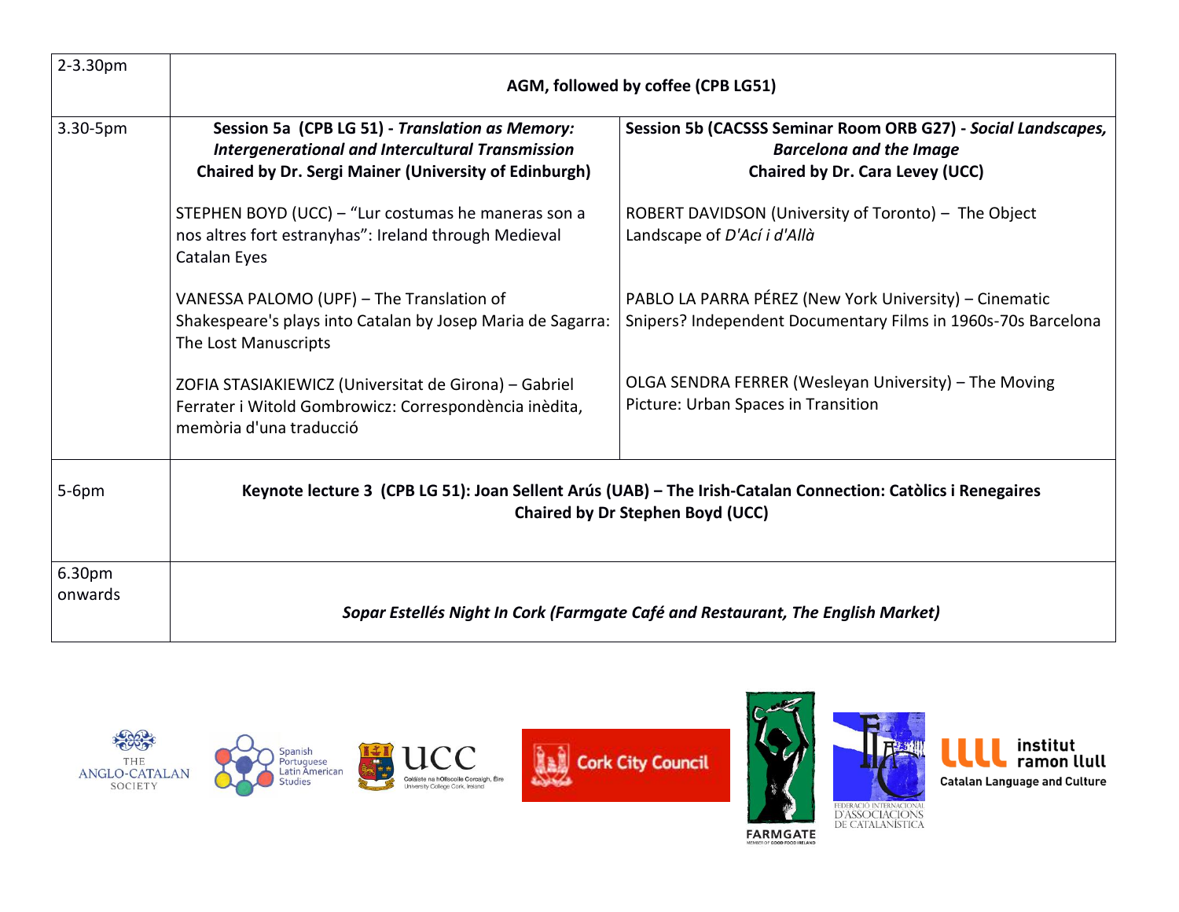| | | |
|---|---|---|
| 2-3.30pm | **AGM, followed by coffee (CPB LG51)** | |
| 3.30-5pm | **Session 5a (CPB LG 51) - *Translation as Memory: Intergenerational and Intercultural Transmission*** <br> **Chaired by Dr. Sergi Mainer (University of Edinburgh)** <br><br> STEPHEN BOYD (UCC) – "Lur costumas he maneras son a nos altres fort estranyhas": Ireland through Medieval Catalan Eyes <br><br> VANESSA PALOMO (UPF) – The Translation of Shakespeare's plays into Catalan by Josep Maria de Sagarra: The Lost Manuscripts <br><br> ZOFIA STASIAKIEWICZ (Universitat de Girona) – Gabriel Ferrater i Witold Gombrowicz: Correspondència inèdita, memòria d'una traducció | **Session 5b (CACSSS Seminar Room ORB G27) - *Social Landscapes, Barcelona and the Image*** <br> **Chaired by Dr. Cara Levey (UCC)** <br><br> ROBERT DAVIDSON (University of Toronto) – The Object Landscape of *D'Ací i d'Allà* <br><br> PABLO LA PARRA PÉREZ (New York University) – Cinematic Snipers? Independent Documentary Films in 1960s-70s Barcelona <br><br> OLGA SENDRA FERRER (Wesleyan University) – The Moving Picture: Urban Spaces in Transition |
| 5-6pm | **Keynote lecture 3 (CPB LG 51): Joan Sellent Arús (UAB) – The Irish-Catalan Connection: Catòlics i Renegaires** <br> **Chaired by Dr Stephen Boyd (UCC)** | |
| 6.30pm onwards | ***Sopar Estellés Night In Cork (Farmgate Café and Restaurant, The English Market)*** | |

THE ANGLO-CATALAN SOCIETY · Spanish Portuguese Latin American Studies · UCC Coláiste na hOllscoile Corcaigh, Éire University College Cork, Ireland · Cork City Council · FARMGATE · Federació Internacional d'Associacions de Catalanística · institut ramon llull Catalan Language and Culture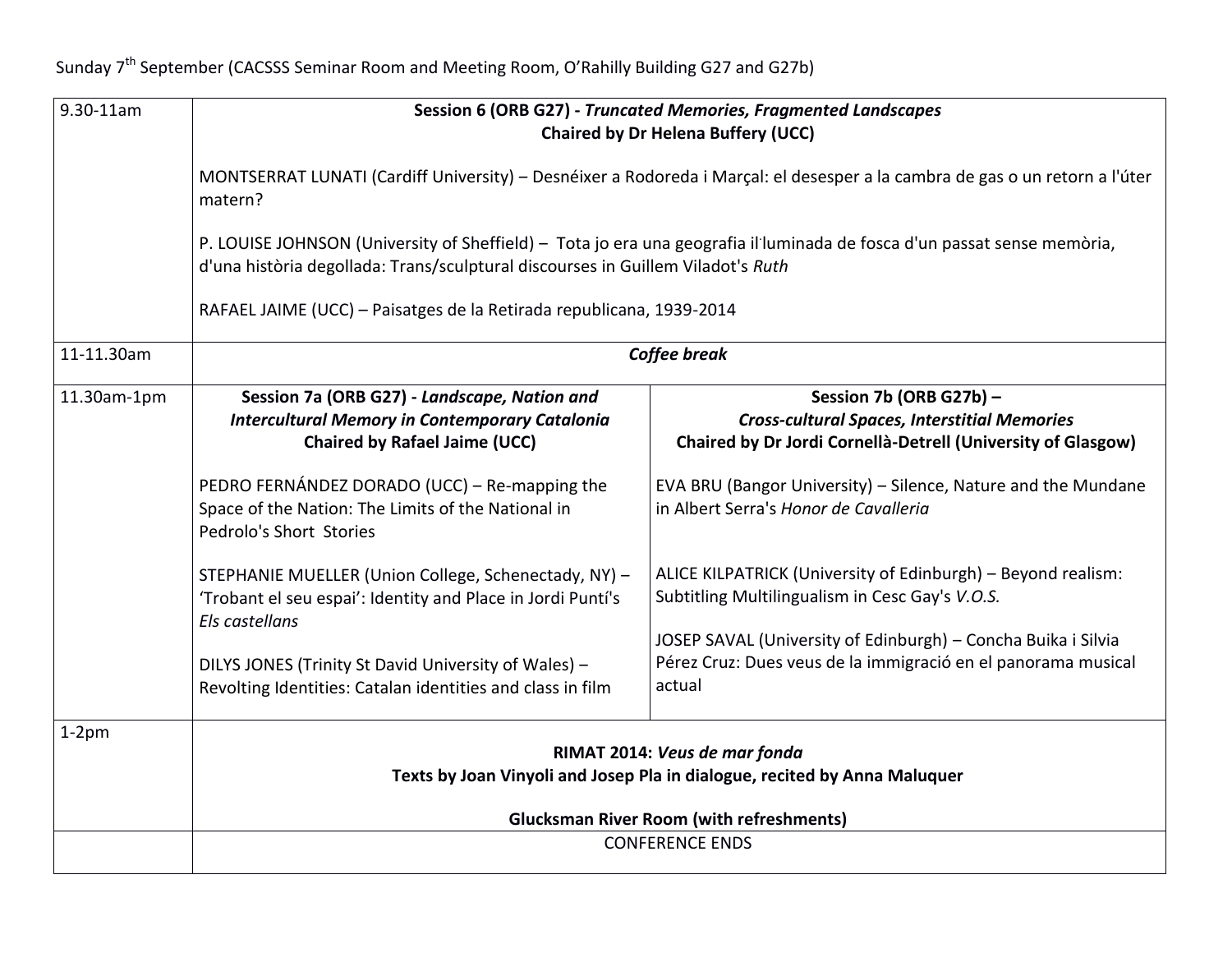Sunday 7th September (CACSSS Seminar Room and Meeting Room, O'Rahilly Building G27 and G27b)

| | | |
|---|---|---|
| 9.30-11am | **Session 6 (ORB G27) - *Truncated Memories, Fragmented Landscapes*** **Chaired by Dr Helena Buffery (UCC)**<br><br>MONTSERRAT LUNATI (Cardiff University) – Desnéixer a Rodoreda i Marçal: el desesper a la cambra de gas o un retorn a l'úter matern?<br><br>P. LOUISE JOHNSON (University of Sheffield) – Tota jo era una geografia il·luminada de fosca d'un passat sense memòria, d'una història degollada: Trans/sculptural discourses in Guillem Viladot's *Ruth*<br><br>RAFAEL JAIME (UCC) – Paisatges de la Retirada republicana, 1939-2014 | |
| 11-11.30am | ***Coffee break*** | |
| 11.30am-1pm | **Session 7a (ORB G27) - *Landscape, Nation and Intercultural Memory in Contemporary Catalonia*** **Chaired by Rafael Jaime (UCC)**<br><br>PEDRO FERNÁNDEZ DORADO (UCC) – Re-mapping the Space of the Nation: The Limits of the National in Pedrolo's Short Stories<br><br>STEPHANIE MUELLER (Union College, Schenectady, NY) – 'Trobant el seu espai': Identity and Place in Jordi Puntí's *Els castellans*<br><br>DILYS JONES (Trinity St David University of Wales) – Revolting Identities: Catalan identities and class in film | **Session 7b (ORB G27b) – *Cross-cultural Spaces, Interstitial Memories*** **Chaired by Dr Jordi Cornellà-Detrell (University of Glasgow)**<br><br>EVA BRU (Bangor University) – Silence, Nature and the Mundane in Albert Serra's *Honor de Cavalleria*<br><br>ALICE KILPATRICK (University of Edinburgh) – Beyond realism: Subtitling Multilingualism in Cesc Gay's *V.O.S.*<br><br>JOSEP SAVAL (University of Edinburgh) – Concha Buika i Silvia Pérez Cruz: Dues veus de la immigració en el panorama musical actual |
| 1-2pm | **RIMAT 2014: *Veus de mar fonda*** **Texts by Joan Vinyoli and Josep Pla in dialogue, recited by Anna Maluquer**<br><br>**Glucksman River Room (with refreshments)** | |
| | CONFERENCE ENDS | |